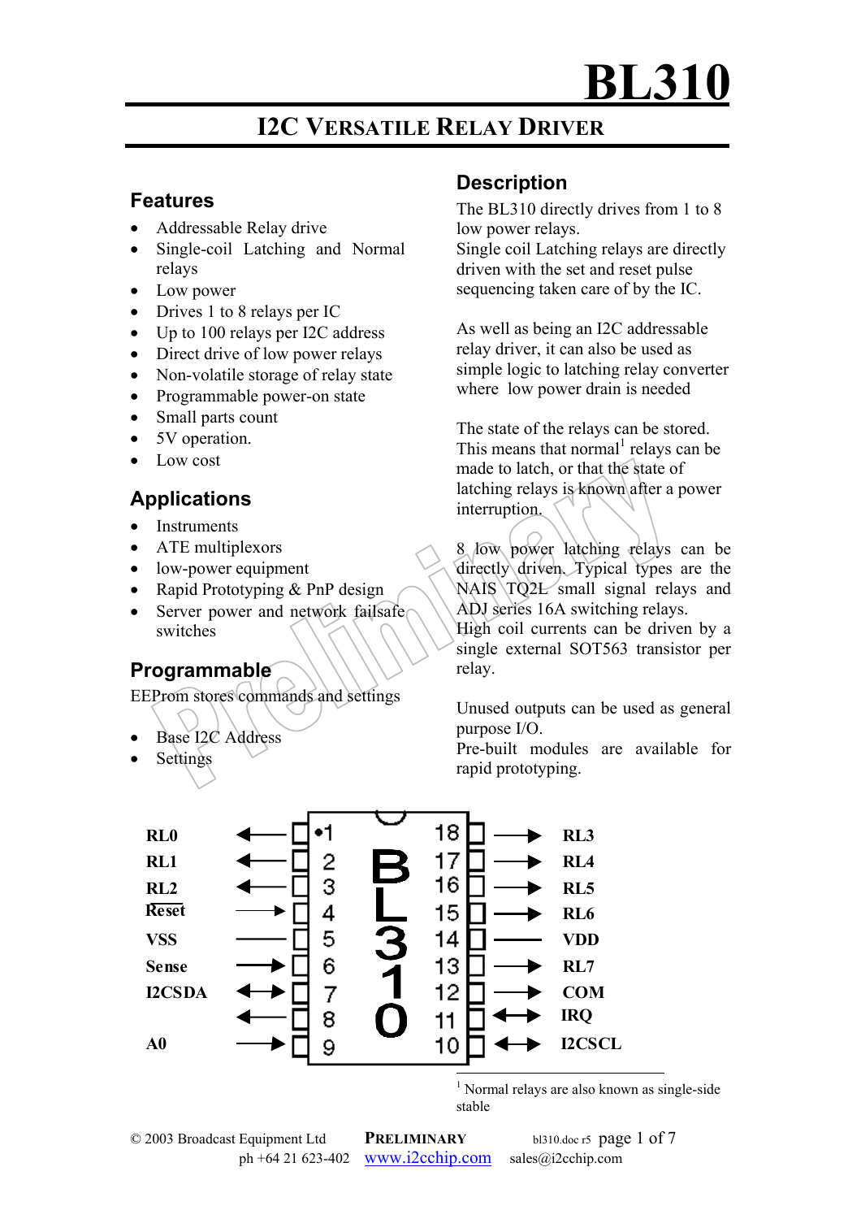# BL310

## I2C VERSATILE RELAY DRIVER

## Features

- Addressable Relay drive
- Single-coil Latching and Normal relays
- Low power
- Drives 1 to 8 relays per IC
- Up to 100 relays per I2C address
- Direct drive of low power relays
- Non-volatile storage of relay state
- Programmable power-on state
- Small parts count
- 5V operation.
- Low cost

## Applications

- Instruments
- ATE multiplexors
- low-power equipment
- Rapid Prototyping & PnP design
- Server power and network failsafe switches

## Programmable

EEProm stores commands and settings

- Base I2C Address
- Settings

## Description

The BL310 directly drives from 1 to 8 low power relays.
Single coil Latching relays are directly driven with the set and reset pulse sequencing taken care of by the IC.

As well as being an I2C addressable relay driver, it can also be used as simple logic to latching relay converter where low power drain is needed

The state of the relays can be stored. This means that normal[1] relays can be made to latch, or that the state of latching relays is known after a power interruption.

8 low power latching relays can be directly driven. Typical types are the NAIS TQ2L small signal relays and ADJ series 16A switching relays.
High coil currents can be driven by a single external SOT563 transistor per relay.

Unused outputs can be used as general purpose I/O.
Pre-built modules are available for rapid prototyping.

| Signal | Pin | Pin | Signal |
|---|---|---|---|
| RL0 | 1 | 18 | RL3 |
| RL1 | 2 | 17 | RL4 |
| RL2 | 3 | 16 | RL5 |
| Reset | 4 | 15 | RL6 |
| VSS | 5 | 14 | VDD |
| Sense | 6 | 13 | RL7 |
| I2CSDA | 7 | 12 | COM |
| | 8 | 11 | IRQ |
| A0 | 9 | 10 | I2CSCL |

[1] Normal relays are also known as single-side stable

© 2003 Broadcast Equipment Ltd **PRELIMINARY** bl310.doc r5
ph +64 21 623-402 www.i2cchip.com sales@i2cchip.com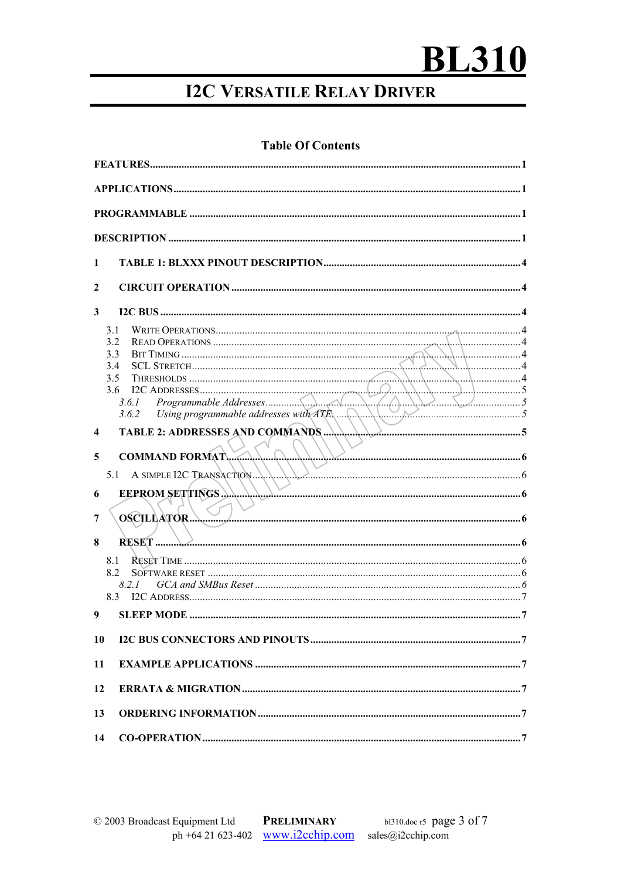# BL310

## I2C VERSATILE RELAY DRIVER

### Table Of Contents

**FEATURES** ........................................................................................................ 1

**APPLICATIONS** ................................................................................................ 1

**PROGRAMMABLE** ............................................................................................ 1

**DESCRIPTION** .................................................................................................. 1

**1 TABLE 1: BLXXX PINOUT DESCRIPTION** ................................................ 4

**2 CIRCUIT OPERATION** .................................................................................. 4

**3 I2C BUS** ........................................................................................................... 4

- 3.1 WRITE OPERATIONS ............................................................................ 4
- 3.2 READ OPERATIONS .............................................................................. 4
- 3.3 BIT TIMING ............................................................................................ 4
- 3.4 SCL STRETCH ........................................................................................ 4
- 3.5 THRESHOLDS ........................................................................................ 4
- 3.6 I2C ADDRESSES ..................................................................................... 5
  - *3.6.1 Programmable Addresses* ............................................................ 5
  - *3.6.2 Using programmable addresses with ATE* .................................... 5

**4 TABLE 2: ADDRESSES AND COMMANDS** ................................................. 5

**5 COMMAND FORMAT** ................................................................................... 6

- 5.1 A SIMPLE I2C TRANSACTION ............................................................... 6

**6 EEPROM SETTINGS** ..................................................................................... 6

**7 OSCILLATOR** ................................................................................................. 6

**8 RESET** ............................................................................................................. 6

- 8.1 RESET TIME ........................................................................................... 6
- 8.2 SOFTWARE RESET ................................................................................. 6
  - *8.2.1 GCA and SMBus Reset* ................................................................ 6
- 8.3 I2C ADDRESS ......................................................................................... 7

**9 SLEEP MODE** .................................................................................................. 7

**10 I2C BUS CONNECTORS AND PINOUTS** ..................................................... 7

**11 EXAMPLE APPLICATIONS** ......................................................................... 7

**12 ERRATA & MIGRATION** ............................................................................. 7

**13 ORDERING INFORMATION** ........................................................................ 7

**14 CO-OPERATION** ........................................................................................... 7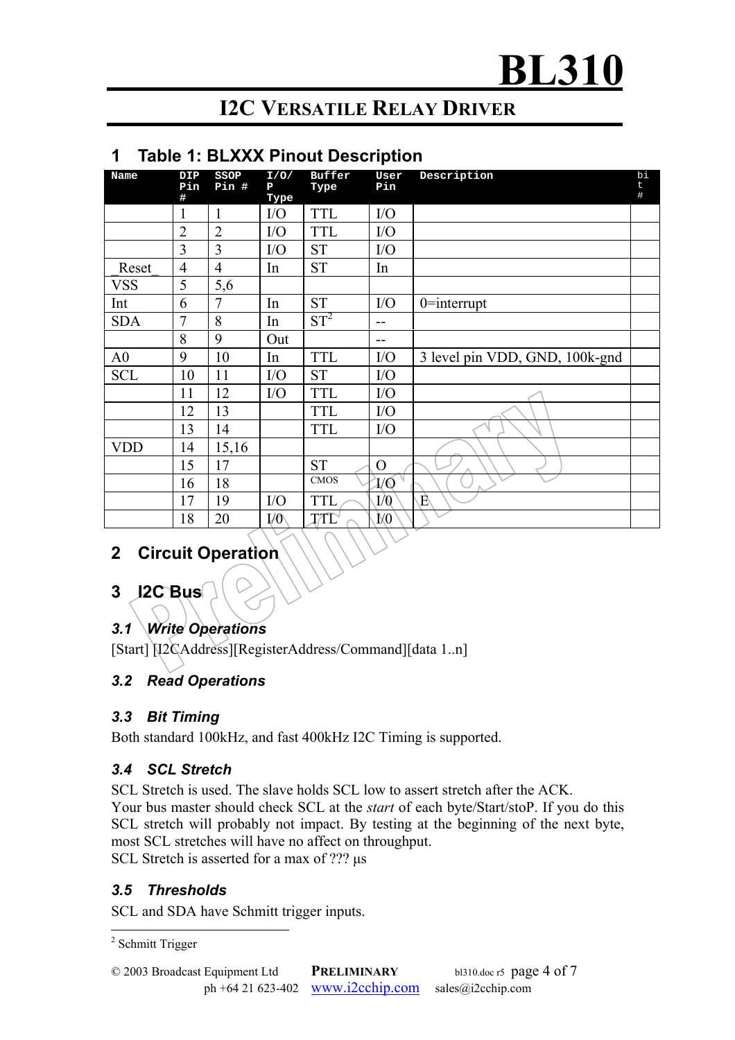# BL310

## I2C Versatile Relay Driver

## 1 Table 1: BLXXX Pinout Description

| Name | DIP Pin # | SSOP Pin # | I/O/P Type | Buffer Type | User Pin | Description | bit # |
|---|---|---|---|---|---|---|---|
| | 1 | 1 | I/O | TTL | I/O | | |
| | 2 | 2 | I/O | TTL | I/O | | |
| | 3 | 3 | I/O | ST | I/O | | |
| _Reset_ | 4 | 4 | In | ST | In | | |
| VSS | 5 | 5,6 | | | | | |
| Int | 6 | 7 | In | ST | I/O | 0=interrupt | |
| SDA | 7 | 8 | In | ST[2] | -- | | |
| | 8 | 9 | Out | | -- | | |
| A0 | 9 | 10 | In | TTL | I/O | 3 level pin VDD, GND, 100k-gnd | |
| SCL | 10 | 11 | I/O | ST | I/O | | |
| | 11 | 12 | I/O | TTL | I/O | | |
| | 12 | 13 | | TTL | I/O | | |
| | 13 | 14 | | TTL | I/O | | |
| VDD | 14 | 15,16 | | | | | |
| | 15 | 17 | | ST | O | | |
| | 16 | 18 | | CMOS | I/O | | |
| | 17 | 19 | I/O | TTL | I/0 | E | |
| | 18 | 20 | I/0 | TTL | I/0 | | |

## 2 Circuit Operation

## 3 I2C Bus

### 3.1 Write Operations

[Start] [I2CAddress][RegisterAddress/Command][data 1..n]

### 3.2 Read Operations

### 3.3 Bit Timing

Both standard 100kHz, and fast 400kHz I2C Timing is supported.

### 3.4 SCL Stretch

SCL Stretch is used. The slave holds SCL low to assert stretch after the ACK.
Your bus master should check SCL at the *start* of each byte/Start/stoP. If you do this SCL stretch will probably not impact. By testing at the beginning of the next byte, most SCL stretches will have no affect on throughput.
SCL Stretch is asserted for a max of ??? µs

### 3.5 Thresholds

SCL and SDA have Schmitt trigger inputs.

---

[2] Schmitt Trigger

© 2003 Broadcast Equipment Ltd PRELIMINARY bl310.doc r5
ph +64 21 623-402 www.i2cchip.com sales@i2cchip.com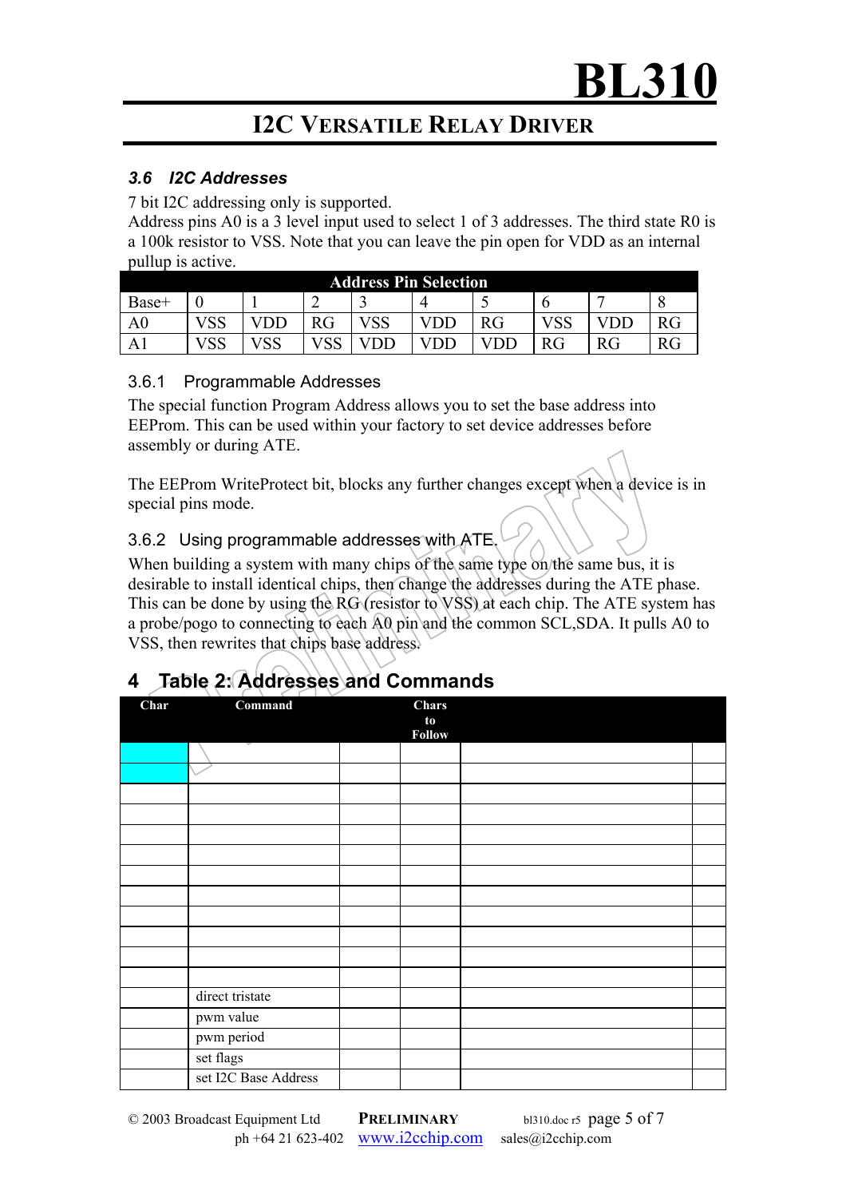### *3.6 I2C Addresses*

7 bit I2C addressing only is supported.
Address pins A0 is a 3 level input used to select 1 of 3 addresses. The third state R0 is a 100k resistor to VSS. Note that you can leave the pin open for VDD as an internal pullup is active.

| **Address Pin Selection** | | | | | | | | | |
|---|---|---|---|---|---|---|---|---|---|
| Base+ | 0 | 1 | 2 | 3 | 4 | 5 | 6 | 7 | 8 |
| A0 | VSS | VDD | RG | VSS | VDD | RG | VSS | VDD | RG |
| A1 | VSS | VSS | VSS | VDD | VDD | VDD | RG | RG | RG |

#### 3.6.1 Programmable Addresses

The special function Program Address allows you to set the base address into EEProm. This can be used within your factory to set device addresses before assembly or during ATE.

The EEProm WriteProtect bit, blocks any further changes except when a device is in special pins mode.

#### 3.6.2 Using programmable addresses with ATE.

When building a system with many chips of the same type on the same bus, it is desirable to install identical chips, then change the addresses during the ATE phase. This can be done by using the RG (resistor to VSS) at each chip. The ATE system has a probe/pogo to connecting to each A0 pin and the common SCL,SDA. It pulls A0 to VSS, then rewrites that chips base address.

## 4 Table 2: Addresses and Commands

| Char | Command | | Chars to Follow | | |
|---|---|---|---|---|---|
| | | | | | |
| | | | | | |
| | | | | | |
| | | | | | |
| | | | | | |
| | | | | | |
| | | | | | |
| | | | | | |
| | | | | | |
| | | | | | |
| | | | | | |
| | | | | | |
| | direct tristate | | | | |
| | pwm value | | | | |
| | pwm period | | | | |
| | set flags | | | | |
| | set I2C Base Address | | | | |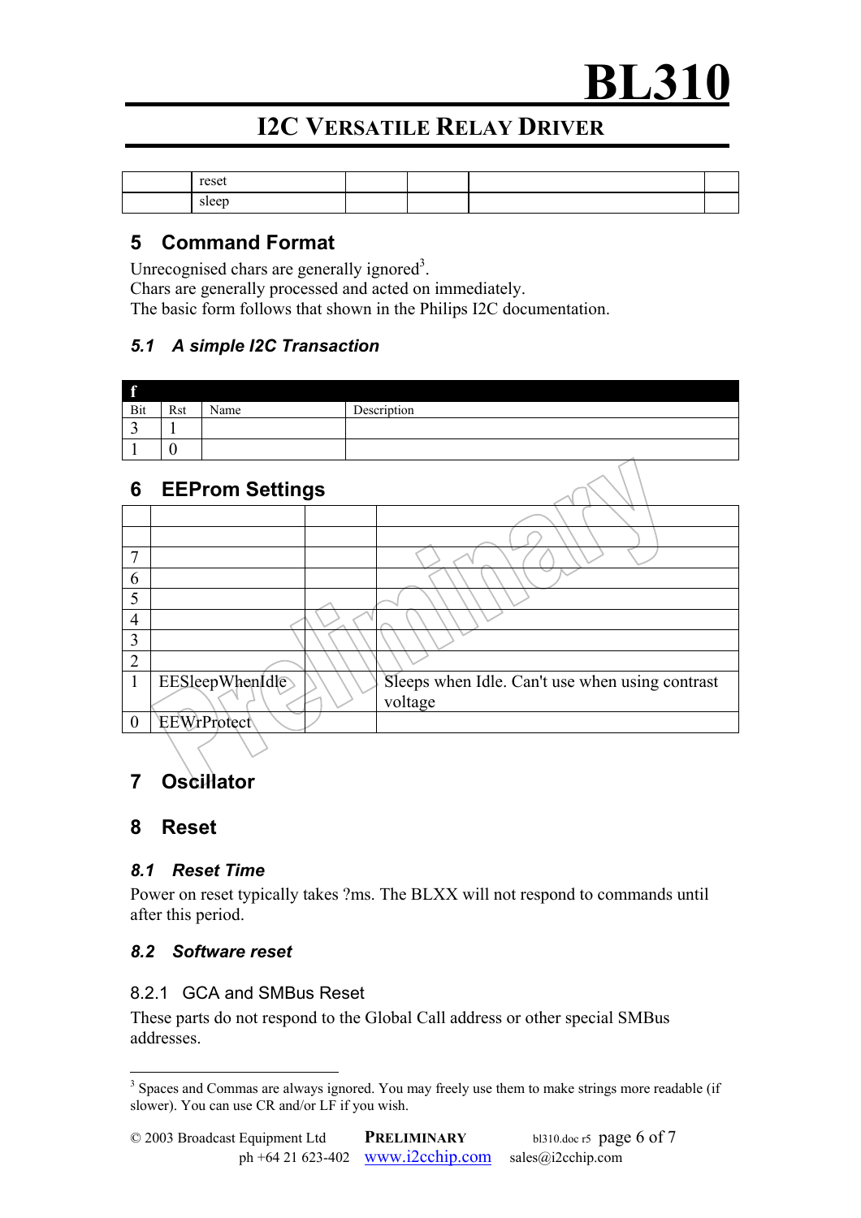|  | reset |  |  |  |  |
|---|---|---|---|---|---|
|  | sleep |  |  |  |  |

## 5 Command Format

Unrecognised chars are generally ignored[3].
Chars are generally processed and acted on immediately.
The basic form follows that shown in the Philips I2C documentation.

### 5.1 A simple I2C Transaction

| f |  |  |  |
|---|---|---|---|
| Bit | Rst | Name | Description |
| 3 | 1 |  |  |
| 1 | 0 |  |  |

## 6 EEProm Settings

|  |  |  |  |
|---|---|---|---|
|  |  |  |  |
| 7 |  |  |  |
| 6 |  |  |  |
| 5 |  |  |  |
| 4 |  |  |  |
| 3 |  |  |  |
| 2 |  |  |  |
| 1 | EESleepWhenIdle |  | Sleeps when Idle. Can't use when using contrast voltage |
| 0 | EEWrProtect |  |  |

## 7 Oscillator

## 8 Reset

### 8.1 Reset Time

Power on reset typically takes ?ms. The BLXX will not respond to commands until after this period.

### 8.2 Software reset

#### 8.2.1 GCA and SMBus Reset

These parts do not respond to the Global Call address or other special SMBus addresses.

[3] Spaces and Commas are always ignored. You may freely use them to make strings more readable (if slower). You can use CR and/or LF if you wish.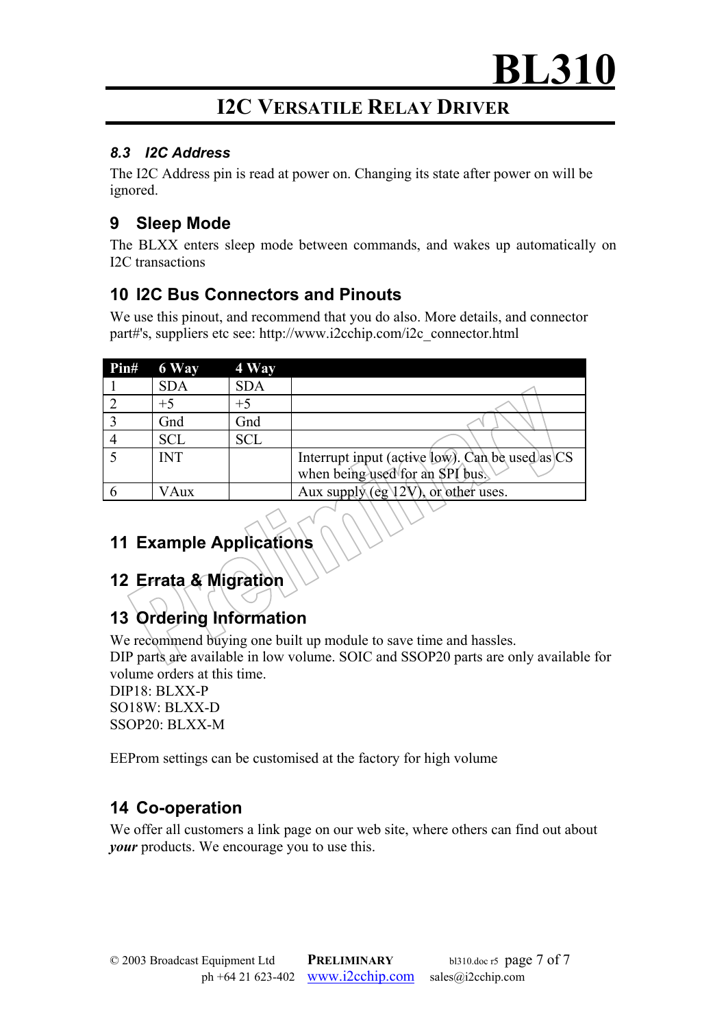### 8.3 I2C Address

The I2C Address pin is read at power on. Changing its state after power on will be ignored.

## 9 Sleep Mode

The BLXX enters sleep mode between commands, and wakes up automatically on I2C transactions

## 10 I2C Bus Connectors and Pinouts

We use this pinout, and recommend that you do also. More details, and connector part#'s, suppliers etc see: http://www.i2cchip.com/i2c_connector.html

| Pin# | 6 Way | 4 Way | |
|---|---|---|---|
| 1 | SDA | SDA | |
| 2 | +5 | +5 | |
| 3 | Gnd | Gnd | |
| 4 | SCL | SCL | |
| 5 | INT | | Interrupt input (active low). Can be used as CS when being used for an SPI bus. |
| 6 | VAux | | Aux supply (eg 12V), or other uses. |

## 11 Example Applications

## 12 Errata & Migration

## 13 Ordering Information

We recommend buying one built up module to save time and hassles.
DIP parts are available in low volume. SOIC and SSOP20 parts are only available for volume orders at this time.
DIP18: BLXX-P
SO18W: BLXX-D
SSOP20: BLXX-M

EEProm settings can be customised at the factory for high volume

## 14 Co-operation

We offer all customers a link page on our web site, where others can find out about ***your*** products. We encourage you to use this.